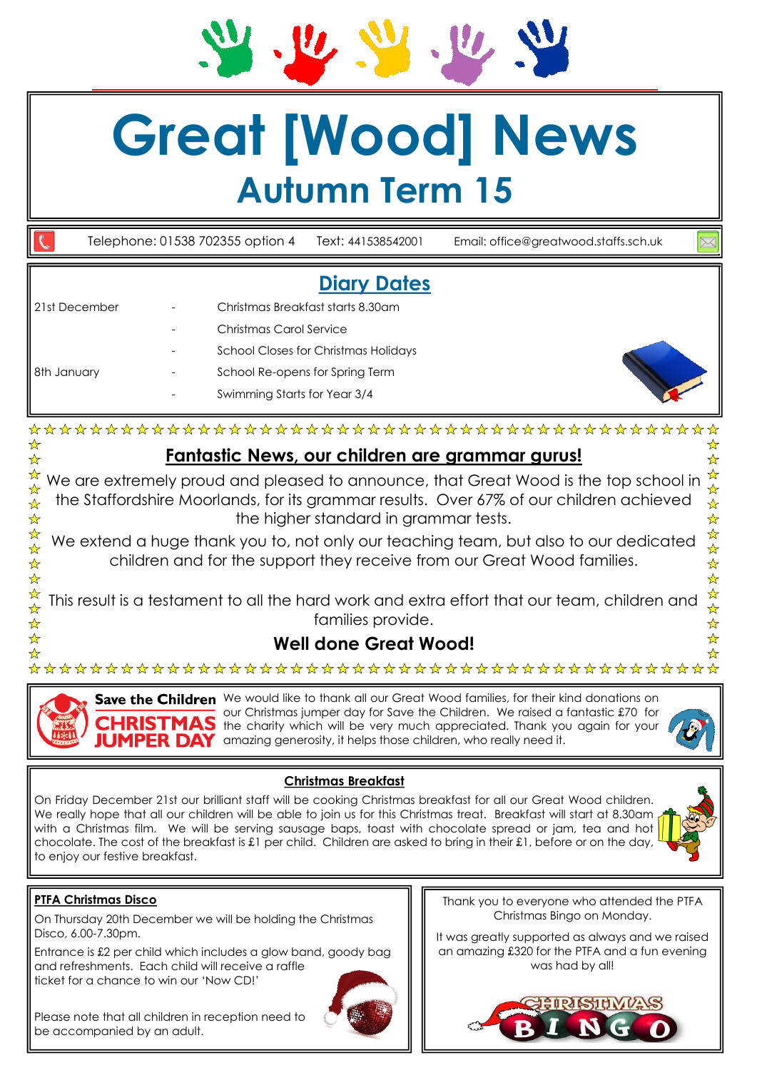# Great [Wood] News

## Autumn Term 15

Telephone: 01538 702355 option 4    Text: 441538542001    Email: office@greatwood.staffs.sch.uk

## Diary Dates

| | | |
|---|---|---|
| 21st December | - | Christmas Breakfast starts 8.30am |
| | - | Christmas Carol Service |
| | - | School Closes for Christmas Holidays |
| 8th January | - | School Re-opens for Spring Term |
| | - | Swimming Starts for Year 3/4 |

## Fantastic News, our children are grammar gurus!

We are extremely proud and pleased to announce, that Great Wood is the top school in the Staffordshire Moorlands, for its grammar results. Over 67% of our children achieved the higher standard in grammar tests.

We extend a huge thank you to, not only our teaching team, but also to our dedicated children and for the support they receive from our Great Wood families.

This result is a testament to all the hard work and extra effort that our team, children and families provide.

**Well done Great Wood!**

### Save the Children CHRISTMAS JUMPER DAY

We would like to thank all our Great Wood families, for their kind donations on our Christmas jumper day for Save the Children. We raised a fantastic £70 for the charity which will be very much appreciated. Thank you again for your amazing generosity, it helps those children, who really need it.

### Christmas Breakfast

On Friday December 21st our brilliant staff will be cooking Christmas breakfast for all our Great Wood children. We really hope that all our children will be able to join us for this Christmas treat. Breakfast will start at 8.30am with a Christmas film. We will be serving sausage baps, toast with chocolate spread or jam, tea and hot chocolate. The cost of the breakfast is £1 per child. Children are asked to bring in their £1, before or on the day, to enjoy our festive breakfast.

### PTFA Christmas Disco

On Thursday 20th December we will be holding the Christmas Disco, 6.00-7.30pm.

Entrance is £2 per child which includes a glow band, goody bag and refreshments. Each child will receive a raffle ticket for a chance to win our 'Now CD!'

Please note that all children in reception need to be accompanied by an adult.

Thank you to everyone who attended the PTFA Christmas Bingo on Monday.

It was greatly supported as always and we raised an amazing £320 for the PTFA and a fun evening was had by all!

CHRISTMAS BINGO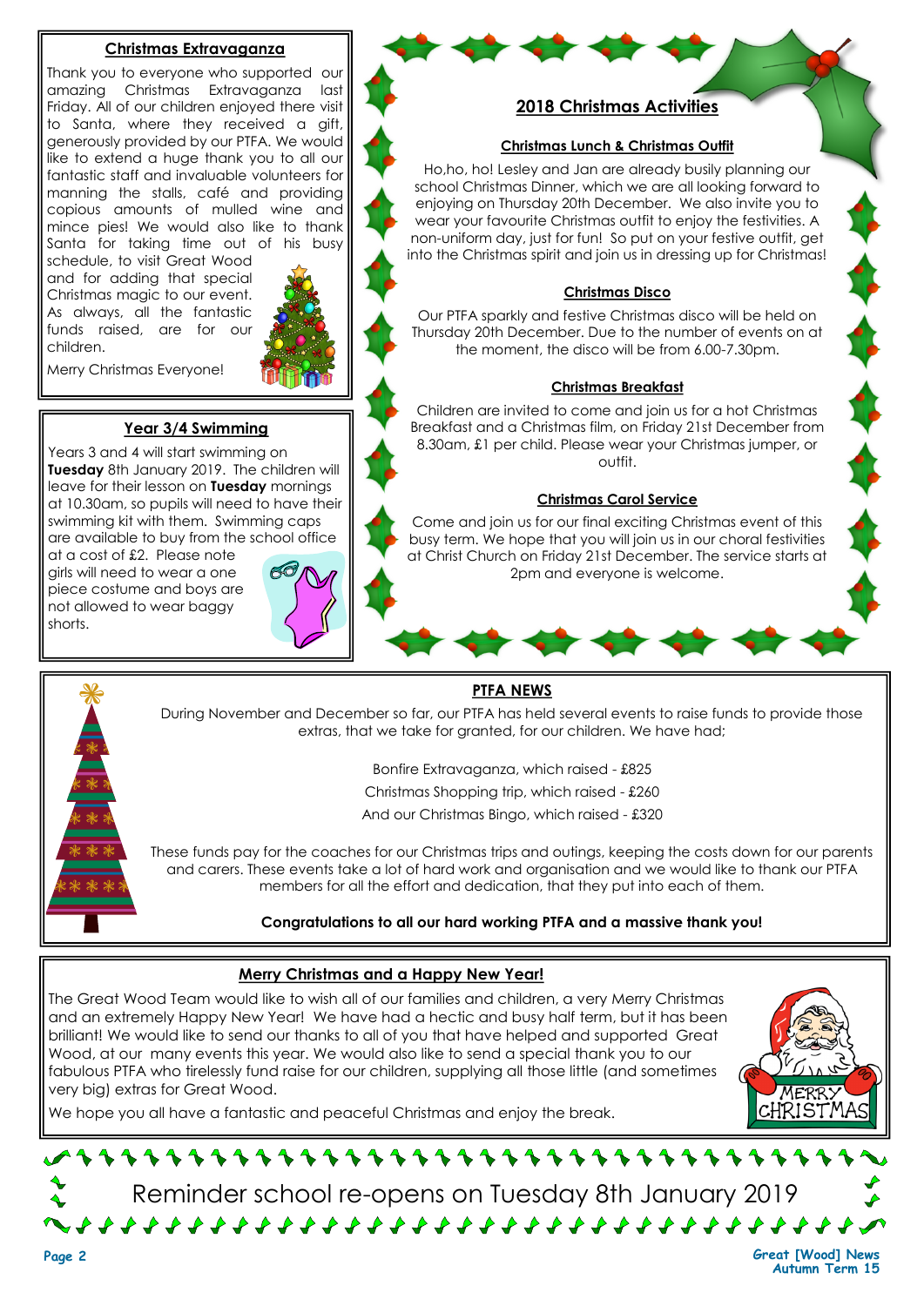## Christmas Extravaganza

Thank you to everyone who supported our amazing Christmas Extravaganza last Friday. All of our children enjoyed there visit to Santa, where they received a gift, generously provided by our PTFA. We would like to extend a huge thank you to all our fantastic staff and invaluable volunteers for manning the stalls, café and providing copious amounts of mulled wine and mince pies! We would also like to thank Santa for taking time out of his busy schedule, to visit Great Wood and for adding that special Christmas magic to our event. As always, all the fantastic funds raised, are for our children.

Merry Christmas Everyone!

## Year 3/4 Swimming

Years 3 and 4 will start swimming on **Tuesday** 8th January 2019. The children will leave for their lesson on **Tuesday** mornings at 10.30am, so pupils will need to have their swimming kit with them. Swimming caps are available to buy from the school office at a cost of £2. Please note girls will need to wear a one piece costume and boys are not allowed to wear baggy shorts.

## 2018 Christmas Activities

### Christmas Lunch & Christmas Outfit

Ho,ho, ho! Lesley and Jan are already busily planning our school Christmas Dinner, which we are all looking forward to enjoying on Thursday 20th December. We also invite you to wear your favourite Christmas outfit to enjoy the festivities. A non-uniform day, just for fun! So put on your festive outfit, get into the Christmas spirit and join us in dressing up for Christmas!

### Christmas Disco

Our PTFA sparkly and festive Christmas disco will be held on Thursday 20th December. Due to the number of events on at the moment, the disco will be from 6.00-7.30pm.

### Christmas Breakfast

Children are invited to come and join us for a hot Christmas Breakfast and a Christmas film, on Friday 21st December from 8.30am, £1 per child. Please wear your Christmas jumper, or outfit.

### Christmas Carol Service

Come and join us for our final exciting Christmas event of this busy term. We hope that you will join us in our choral festivities at Christ Church on Friday 21st December. The service starts at 2pm and everyone is welcome.

## PTFA NEWS

During November and December so far, our PTFA has held several events to raise funds to provide those extras, that we take for granted, for our children. We have had;

Bonfire Extravaganza, which raised - £825

Christmas Shopping trip, which raised - £260

And our Christmas Bingo, which raised - £320

These funds pay for the coaches for our Christmas trips and outings, keeping the costs down for our parents and carers. These events take a lot of hard work and organisation and we would like to thank our PTFA members for all the effort and dedication, that they put into each of them.

**Congratulations to all our hard working PTFA and a massive thank you!**

## Merry Christmas and a Happy New Year!

The Great Wood Team would like to wish all of our families and children, a very Merry Christmas and an extremely Happy New Year! We have had a hectic and busy half term, but it has been brilliant! We would like to send our thanks to all of you that have helped and supported Great Wood, at our many events this year. We would also like to send a special thank you to our fabulous PTFA who tirelessly fund raise for our children, supplying all those little (and sometimes very big) extras for Great Wood.

We hope you all have a fantastic and peaceful Christmas and enjoy the break.

Reminder school re-opens on Tuesday 8th January 2019